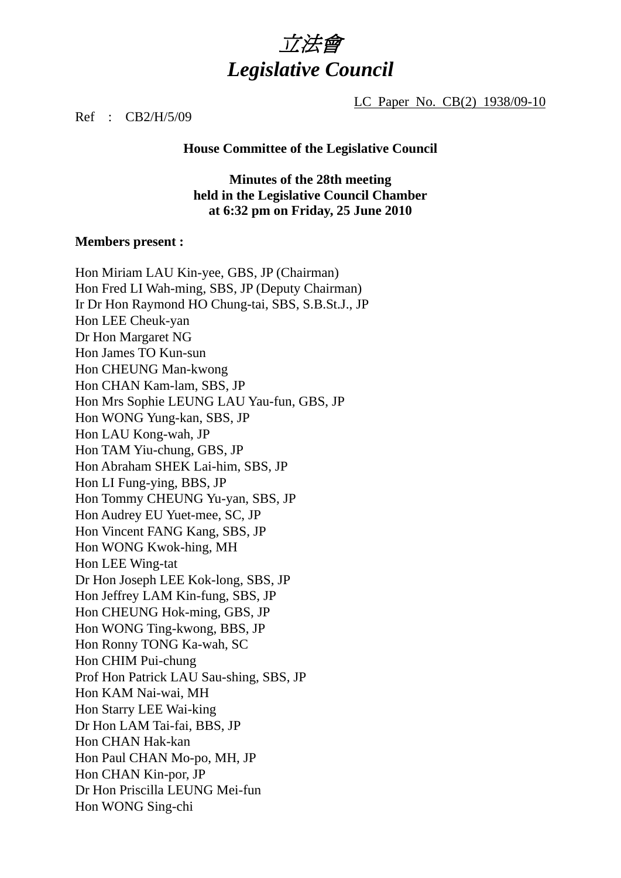# *立法會*
# *Legislative Council*

LC Paper No. CB(2) 1938/09-10

Ref : CB2/H/5/09

**House Committee of the Legislative Council**

**Minutes of the 28th meeting**
**held in the Legislative Council Chamber**
**at 6:32 pm on Friday, 25 June 2010**

**Members present :**

Hon Miriam LAU Kin-yee, GBS, JP (Chairman)
Hon Fred LI Wah-ming, SBS, JP (Deputy Chairman)
Ir Dr Hon Raymond HO Chung-tai, SBS, S.B.St.J., JP
Hon LEE Cheuk-yan
Dr Hon Margaret NG
Hon James TO Kun-sun
Hon CHEUNG Man-kwong
Hon CHAN Kam-lam, SBS, JP
Hon Mrs Sophie LEUNG LAU Yau-fun, GBS, JP
Hon WONG Yung-kan, SBS, JP
Hon LAU Kong-wah, JP
Hon TAM Yiu-chung, GBS, JP
Hon Abraham SHEK Lai-him, SBS, JP
Hon LI Fung-ying, BBS, JP
Hon Tommy CHEUNG Yu-yan, SBS, JP
Hon Audrey EU Yuet-mee, SC, JP
Hon Vincent FANG Kang, SBS, JP
Hon WONG Kwok-hing, MH
Hon LEE Wing-tat
Dr Hon Joseph LEE Kok-long, SBS, JP
Hon Jeffrey LAM Kin-fung, SBS, JP
Hon CHEUNG Hok-ming, GBS, JP
Hon WONG Ting-kwong, BBS, JP
Hon Ronny TONG Ka-wah, SC
Hon CHIM Pui-chung
Prof Hon Patrick LAU Sau-shing, SBS, JP
Hon KAM Nai-wai, MH
Hon Starry LEE Wai-king
Dr Hon LAM Tai-fai, BBS, JP
Hon CHAN Hak-kan
Hon Paul CHAN Mo-po, MH, JP
Hon CHAN Kin-por, JP
Dr Hon Priscilla LEUNG Mei-fun
Hon WONG Sing-chi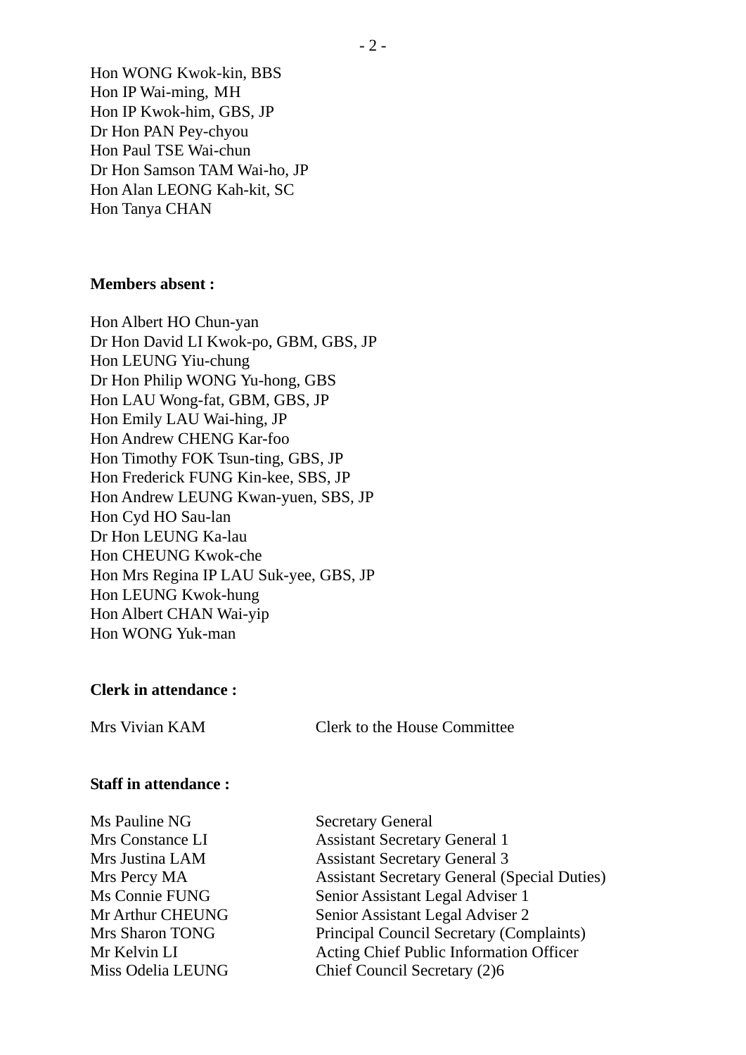Hon WONG Kwok-kin, BBS
Hon IP Wai-ming, MH
Hon IP Kwok-him, GBS, JP
Dr Hon PAN Pey-chyou
Hon Paul TSE Wai-chun
Dr Hon Samson TAM Wai-ho, JP
Hon Alan LEONG Kah-kit, SC
Hon Tanya CHAN

**Members absent :**

Hon Albert HO Chun-yan
Dr Hon David LI Kwok-po, GBM, GBS, JP
Hon LEUNG Yiu-chung
Dr Hon Philip WONG Yu-hong, GBS
Hon LAU Wong-fat, GBM, GBS, JP
Hon Emily LAU Wai-hing, JP
Hon Andrew CHENG Kar-foo
Hon Timothy FOK Tsun-ting, GBS, JP
Hon Frederick FUNG Kin-kee, SBS, JP
Hon Andrew LEUNG Kwan-yuen, SBS, JP
Hon Cyd HO Sau-lan
Dr Hon LEUNG Ka-lau
Hon CHEUNG Kwok-che
Hon Mrs Regina IP LAU Suk-yee, GBS, JP
Hon LEUNG Kwok-hung
Hon Albert CHAN Wai-yip
Hon WONG Yuk-man

**Clerk in attendance :**

| | |
|---|---|
| Mrs Vivian KAM | Clerk to the House Committee |

**Staff in attendance :**

| | |
|---|---|
| Ms Pauline NG | Secretary General |
| Mrs Constance LI | Assistant Secretary General 1 |
| Mrs Justina LAM | Assistant Secretary General 3 |
| Mrs Percy MA | Assistant Secretary General (Special Duties) |
| Ms Connie FUNG | Senior Assistant Legal Adviser 1 |
| Mr Arthur CHEUNG | Senior Assistant Legal Adviser 2 |
| Mrs Sharon TONG | Principal Council Secretary (Complaints) |
| Mr Kelvin LI | Acting Chief Public Information Officer |
| Miss Odelia LEUNG | Chief Council Secretary (2)6 |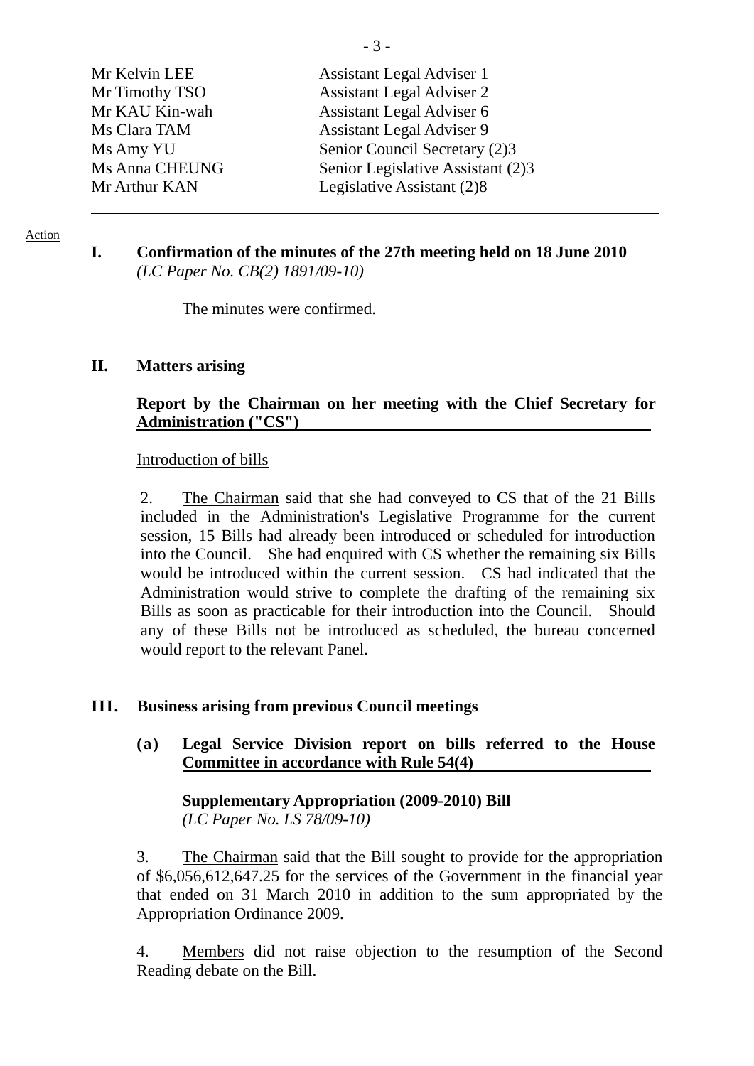| | |
|---|---|
| Mr Kelvin LEE | Assistant Legal Adviser 1 |
| Mr Timothy TSO | Assistant Legal Adviser 2 |
| Mr KAU Kin-wah | Assistant Legal Adviser 6 |
| Ms Clara TAM | Assistant Legal Adviser 9 |
| Ms Amy YU | Senior Council Secretary (2)3 |
| Ms Anna CHEUNG | Senior Legislative Assistant (2)3 |
| Mr Arthur KAN | Legislative Assistant (2)8 |

---

Action

**I. Confirmation of the minutes of the 27th meeting held on 18 June 2010**
*(LC Paper No. CB(2) 1891/09-10)*

The minutes were confirmed.

**II. Matters arising**

**Report by the Chairman on her meeting with the Chief Secretary for Administration ("CS")**

Introduction of bills

2. The Chairman said that she had conveyed to CS that of the 21 Bills included in the Administration's Legislative Programme for the current session, 15 Bills had already been introduced or scheduled for introduction into the Council. She had enquired with CS whether the remaining six Bills would be introduced within the current session. CS had indicated that the Administration would strive to complete the drafting of the remaining six Bills as soon as practicable for their introduction into the Council. Should any of these Bills not be introduced as scheduled, the bureau concerned would report to the relevant Panel.

**III. Business arising from previous Council meetings**

**(a) Legal Service Division report on bills referred to the House Committee in accordance with Rule 54(4)**

**Supplementary Appropriation (2009-2010) Bill**
*(LC Paper No. LS 78/09-10)*

3. The Chairman said that the Bill sought to provide for the appropriation of $6,056,612,647.25 for the services of the Government in the financial year that ended on 31 March 2010 in addition to the sum appropriated by the Appropriation Ordinance 2009.

4. Members did not raise objection to the resumption of the Second Reading debate on the Bill.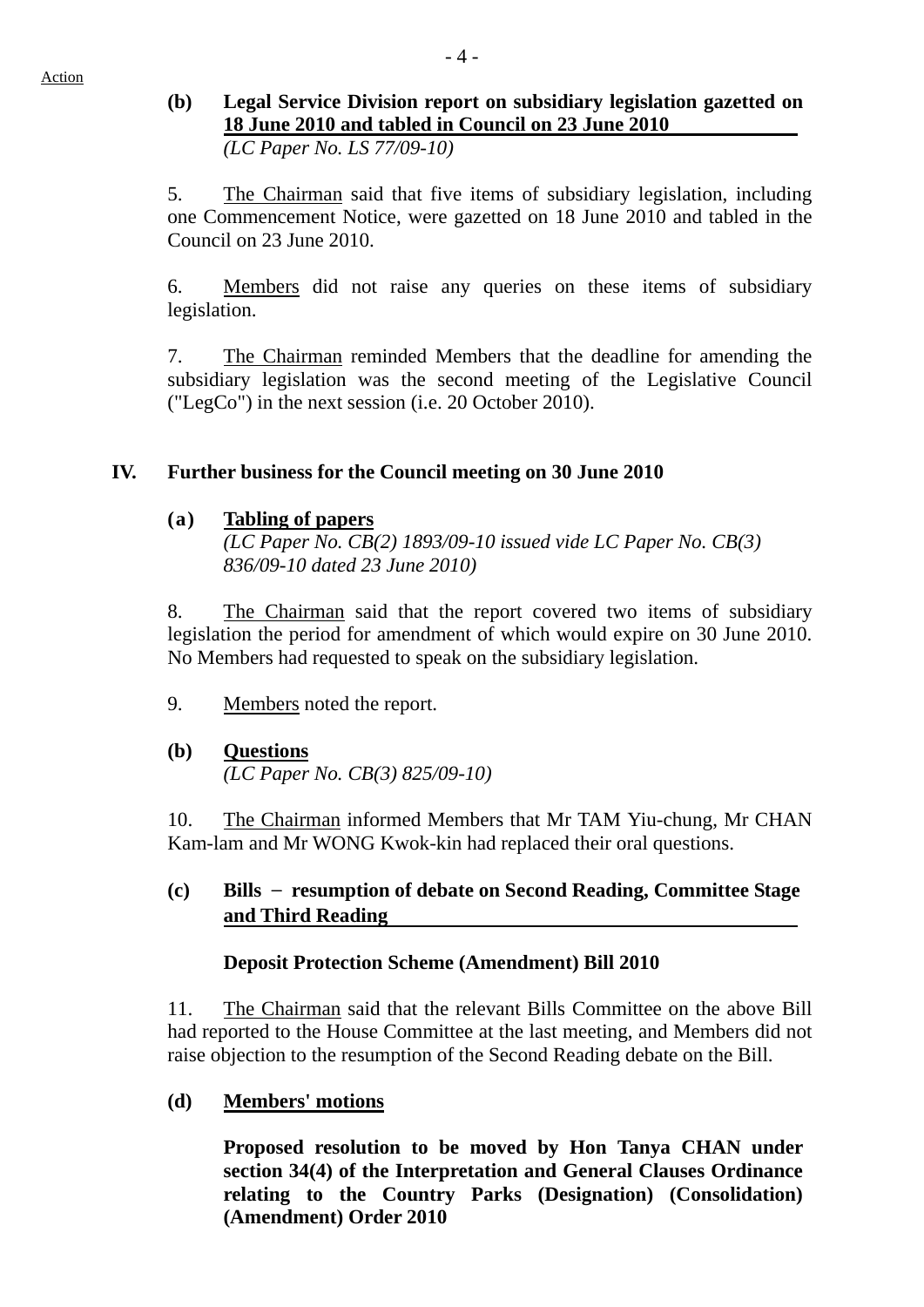Action

**(b) Legal Service Division report on subsidiary legislation gazetted on 18 June 2010 and tabled in Council on 23 June 2010**
*(LC Paper No. LS 77/09-10)*

5. The Chairman said that five items of subsidiary legislation, including one Commencement Notice, were gazetted on 18 June 2010 and tabled in the Council on 23 June 2010.

6. Members did not raise any queries on these items of subsidiary legislation.

7. The Chairman reminded Members that the deadline for amending the subsidiary legislation was the second meeting of the Legislative Council ("LegCo") in the next session (i.e. 20 October 2010).

## IV. Further business for the Council meeting on 30 June 2010

**(a) Tabling of papers**
*(LC Paper No. CB(2) 1893/09-10 issued vide LC Paper No. CB(3) 836/09-10 dated 23 June 2010)*

8. The Chairman said that the report covered two items of subsidiary legislation the period for amendment of which would expire on 30 June 2010. No Members had requested to speak on the subsidiary legislation.

9. Members noted the report.

**(b) Questions**
*(LC Paper No. CB(3) 825/09-10)*

10. The Chairman informed Members that Mr TAM Yiu-chung, Mr CHAN Kam-lam and Mr WONG Kwok-kin had replaced their oral questions.

**(c) Bills − resumption of debate on Second Reading, Committee Stage and Third Reading**

**Deposit Protection Scheme (Amendment) Bill 2010**

11. The Chairman said that the relevant Bills Committee on the above Bill had reported to the House Committee at the last meeting, and Members did not raise objection to the resumption of the Second Reading debate on the Bill.

**(d) Members' motions**

**Proposed resolution to be moved by Hon Tanya CHAN under section 34(4) of the Interpretation and General Clauses Ordinance relating to the Country Parks (Designation) (Consolidation) (Amendment) Order 2010**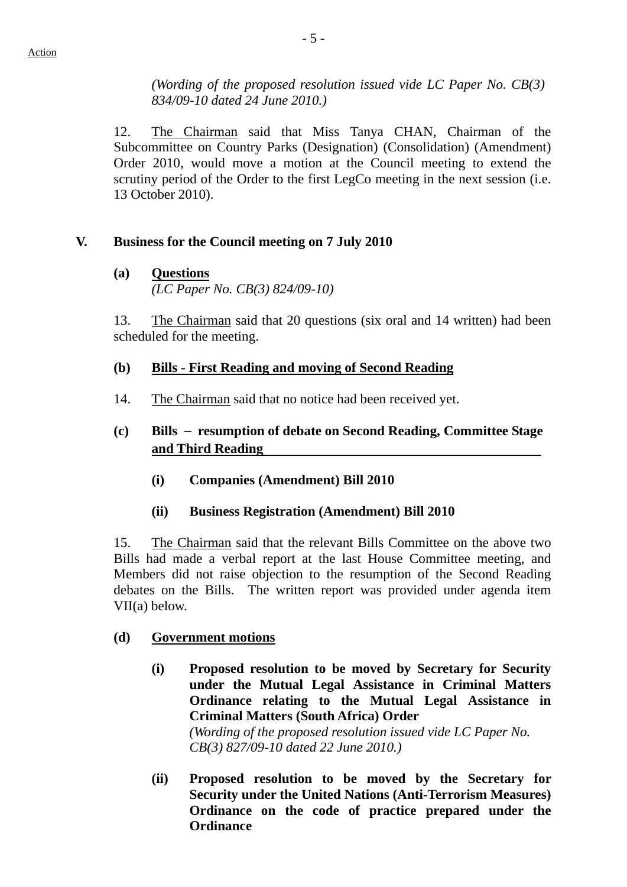Action

*(Wording of the proposed resolution issued vide LC Paper No. CB(3) 834/09-10 dated 24 June 2010.)*

12. The Chairman said that Miss Tanya CHAN, Chairman of the Subcommittee on Country Parks (Designation) (Consolidation) (Amendment) Order 2010, would move a motion at the Council meeting to extend the scrutiny period of the Order to the first LegCo meeting in the next session (i.e. 13 October 2010).

## V. Business for the Council meeting on 7 July 2010

### (a) Questions

*(LC Paper No. CB(3) 824/09-10)*

13. The Chairman said that 20 questions (six oral and 14 written) had been scheduled for the meeting.

### (b) Bills - First Reading and moving of Second Reading

14. The Chairman said that no notice had been received yet.

### (c) Bills − resumption of debate on Second Reading, Committee Stage and Third Reading

**(i) Companies (Amendment) Bill 2010**

**(ii) Business Registration (Amendment) Bill 2010**

15. The Chairman said that the relevant Bills Committee on the above two Bills had made a verbal report at the last House Committee meeting, and Members did not raise objection to the resumption of the Second Reading debates on the Bills. The written report was provided under agenda item VII(a) below.

### (d) Government motions

**(i) Proposed resolution to be moved by Secretary for Security under the Mutual Legal Assistance in Criminal Matters Ordinance relating to the Mutual Legal Assistance in Criminal Matters (South Africa) Order**

*(Wording of the proposed resolution issued vide LC Paper No. CB(3) 827/09-10 dated 22 June 2010.)*

**(ii) Proposed resolution to be moved by the Secretary for Security under the United Nations (Anti-Terrorism Measures) Ordinance on the code of practice prepared under the Ordinance**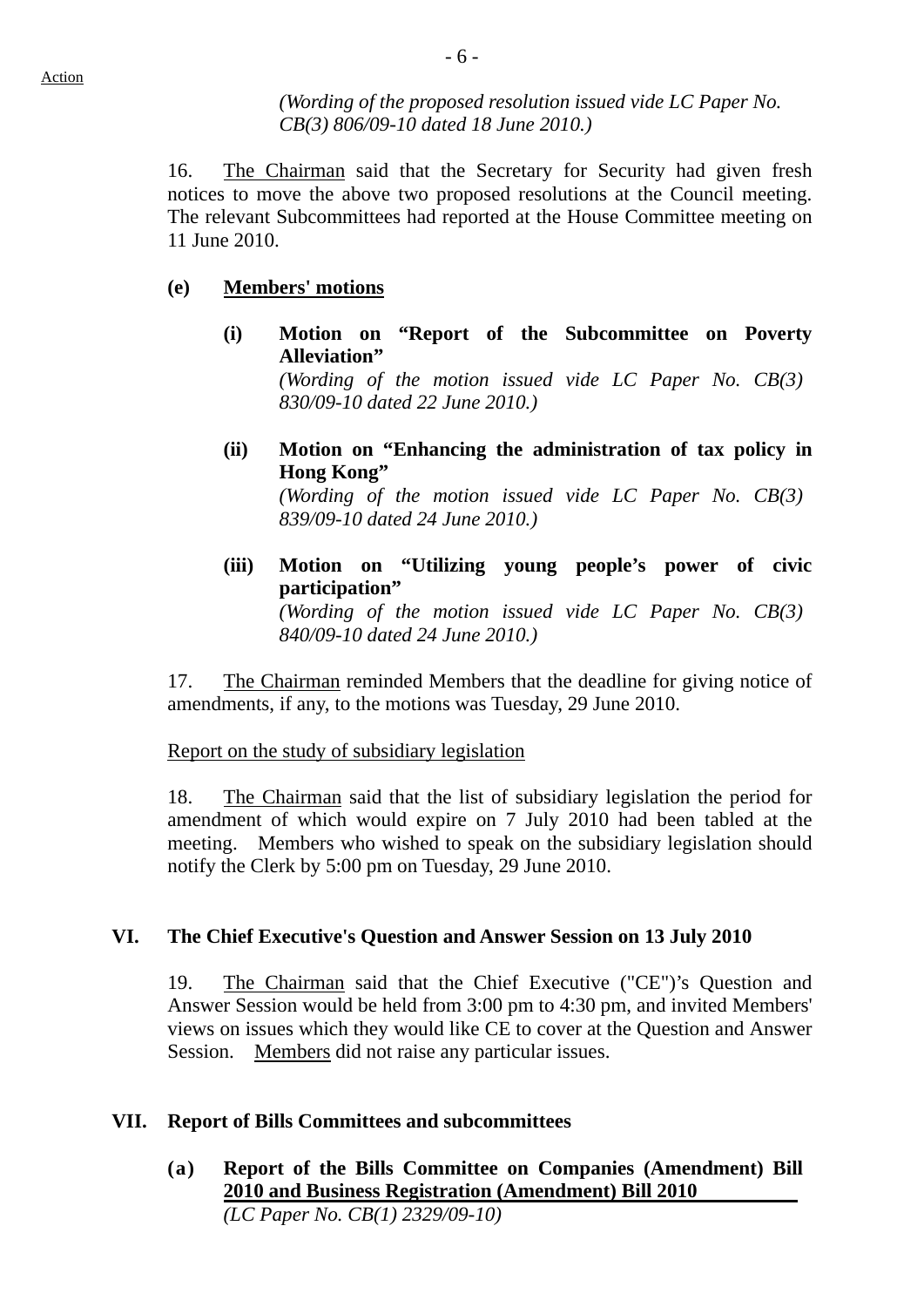*(Wording of the proposed resolution issued vide LC Paper No. CB(3) 806/09-10 dated 18 June 2010.)*

16. The Chairman said that the Secretary for Security had given fresh notices to move the above two proposed resolutions at the Council meeting. The relevant Subcommittees had reported at the House Committee meeting on 11 June 2010.

**(e) Members' motions**

**(i) Motion on "Report of the Subcommittee on Poverty Alleviation"**
*(Wording of the motion issued vide LC Paper No. CB(3) 830/09-10 dated 22 June 2010.)*

**(ii) Motion on "Enhancing the administration of tax policy in Hong Kong"**
*(Wording of the motion issued vide LC Paper No. CB(3) 839/09-10 dated 24 June 2010.)*

**(iii) Motion on "Utilizing young people's power of civic participation"**
*(Wording of the motion issued vide LC Paper No. CB(3) 840/09-10 dated 24 June 2010.)*

17. The Chairman reminded Members that the deadline for giving notice of amendments, if any, to the motions was Tuesday, 29 June 2010.

Report on the study of subsidiary legislation

18. The Chairman said that the list of subsidiary legislation the period for amendment of which would expire on 7 July 2010 had been tabled at the meeting. Members who wished to speak on the subsidiary legislation should notify the Clerk by 5:00 pm on Tuesday, 29 June 2010.

## VI. The Chief Executive's Question and Answer Session on 13 July 2010

19. The Chairman said that the Chief Executive ("CE")'s Question and Answer Session would be held from 3:00 pm to 4:30 pm, and invited Members' views on issues which they would like CE to cover at the Question and Answer Session. Members did not raise any particular issues.

## VII. Report of Bills Committees and subcommittees

**(a) Report of the Bills Committee on Companies (Amendment) Bill 2010 and Business Registration (Amendment) Bill 2010**
*(LC Paper No. CB(1) 2329/09-10)*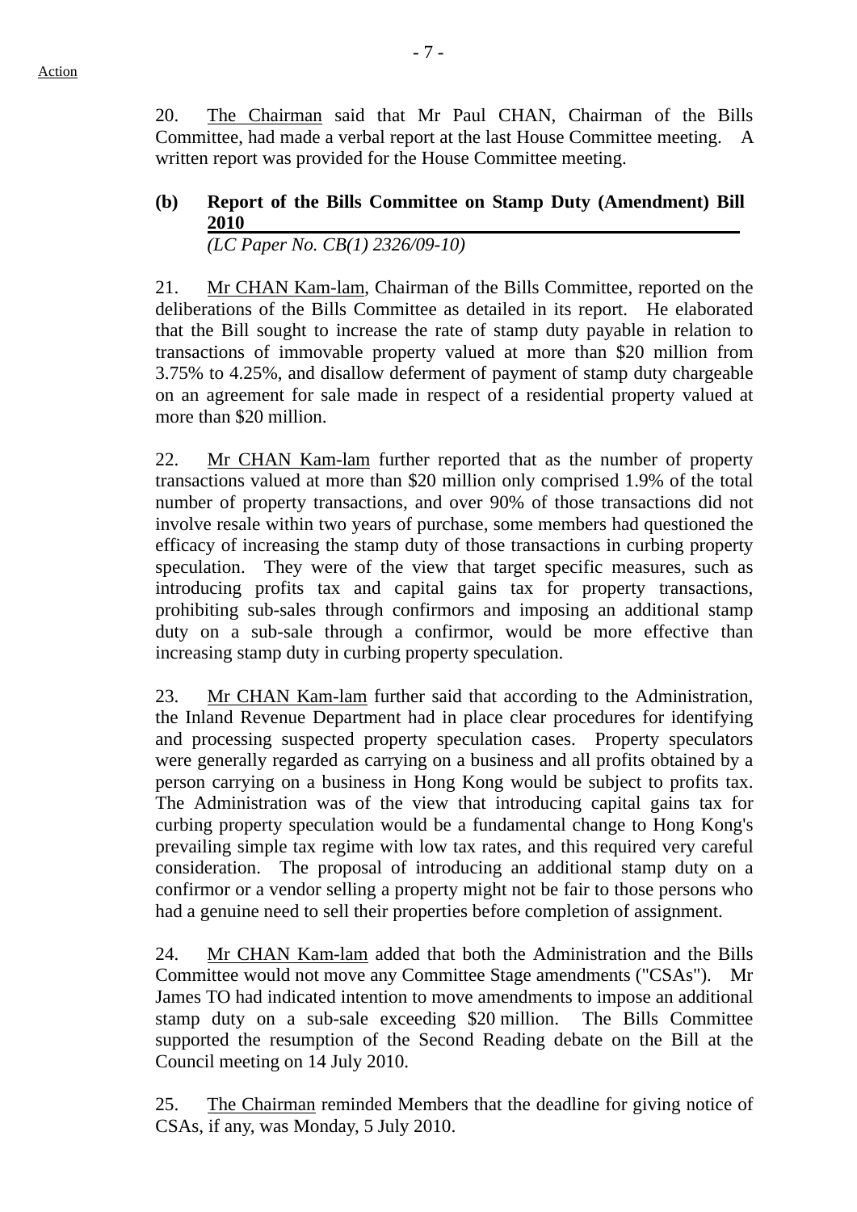Action

20. The Chairman said that Mr Paul CHAN, Chairman of the Bills Committee, had made a verbal report at the last House Committee meeting. A written report was provided for the House Committee meeting.

**(b) Report of the Bills Committee on Stamp Duty (Amendment) Bill 2010**
*(LC Paper No. CB(1) 2326/09-10)*

21. Mr CHAN Kam-lam, Chairman of the Bills Committee, reported on the deliberations of the Bills Committee as detailed in its report. He elaborated that the Bill sought to increase the rate of stamp duty payable in relation to transactions of immovable property valued at more than $20 million from 3.75% to 4.25%, and disallow deferment of payment of stamp duty chargeable on an agreement for sale made in respect of a residential property valued at more than $20 million.

22. Mr CHAN Kam-lam further reported that as the number of property transactions valued at more than $20 million only comprised 1.9% of the total number of property transactions, and over 90% of those transactions did not involve resale within two years of purchase, some members had questioned the efficacy of increasing the stamp duty of those transactions in curbing property speculation. They were of the view that target specific measures, such as introducing profits tax and capital gains tax for property transactions, prohibiting sub-sales through confirmors and imposing an additional stamp duty on a sub-sale through a confirmor, would be more effective than increasing stamp duty in curbing property speculation.

23. Mr CHAN Kam-lam further said that according to the Administration, the Inland Revenue Department had in place clear procedures for identifying and processing suspected property speculation cases. Property speculators were generally regarded as carrying on a business and all profits obtained by a person carrying on a business in Hong Kong would be subject to profits tax. The Administration was of the view that introducing capital gains tax for curbing property speculation would be a fundamental change to Hong Kong's prevailing simple tax regime with low tax rates, and this required very careful consideration. The proposal of introducing an additional stamp duty on a confirmor or a vendor selling a property might not be fair to those persons who had a genuine need to sell their properties before completion of assignment.

24. Mr CHAN Kam-lam added that both the Administration and the Bills Committee would not move any Committee Stage amendments ("CSAs"). Mr James TO had indicated intention to move amendments to impose an additional stamp duty on a sub-sale exceeding $20 million. The Bills Committee supported the resumption of the Second Reading debate on the Bill at the Council meeting on 14 July 2010.

25. The Chairman reminded Members that the deadline for giving notice of CSAs, if any, was Monday, 5 July 2010.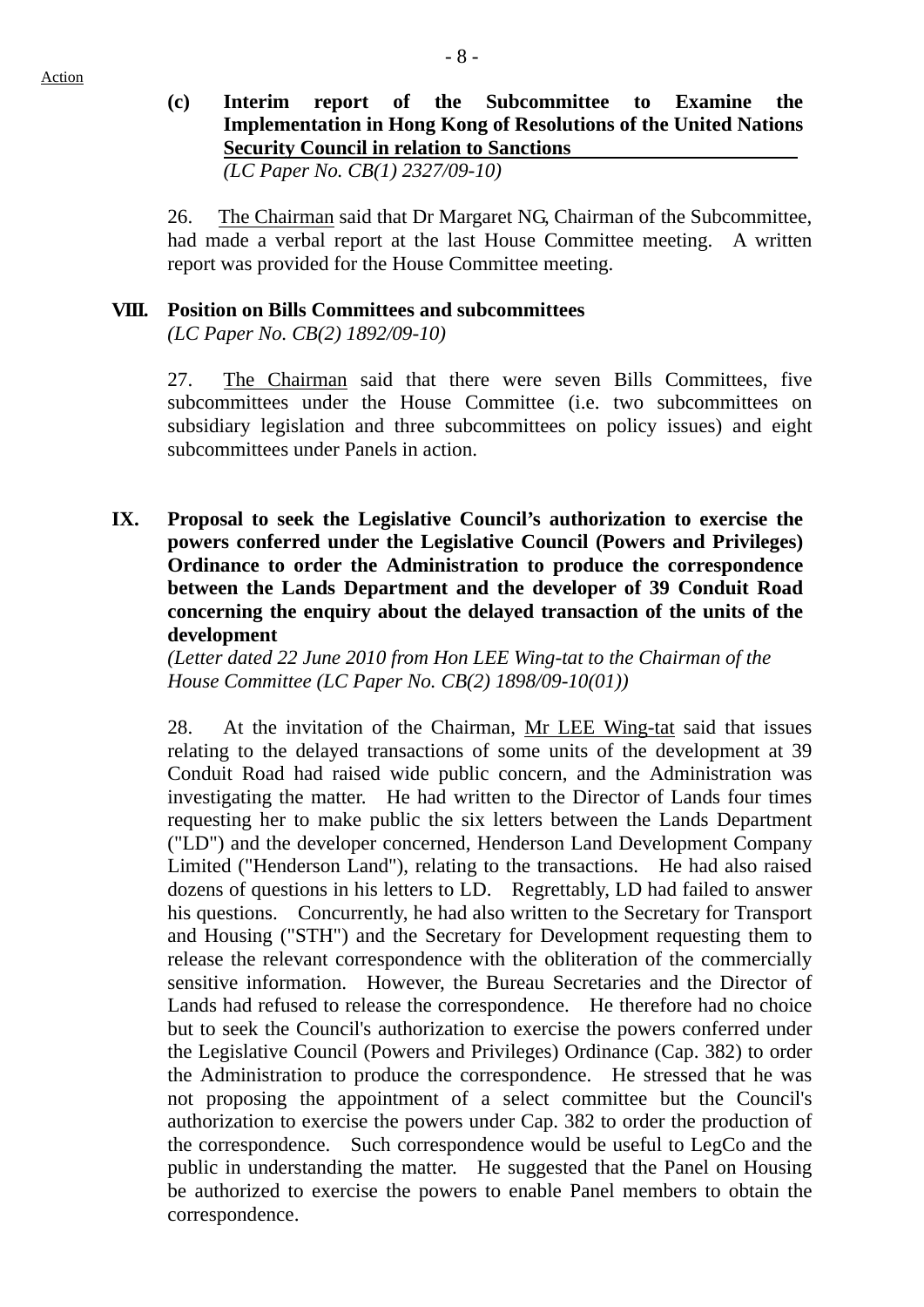Action

**(c) Interim report of the Subcommittee to Examine the Implementation in Hong Kong of Resolutions of the United Nations Security Council in relation to Sanctions**
*(LC Paper No. CB(1) 2327/09-10)*

26. The Chairman said that Dr Margaret NG, Chairman of the Subcommittee, had made a verbal report at the last House Committee meeting. A written report was provided for the House Committee meeting.

## VIII. Position on Bills Committees and subcommittees

*(LC Paper No. CB(2) 1892/09-10)*

27. The Chairman said that there were seven Bills Committees, five subcommittees under the House Committee (i.e. two subcommittees on subsidiary legislation and three subcommittees on policy issues) and eight subcommittees under Panels in action.

## IX. Proposal to seek the Legislative Council's authorization to exercise the powers conferred under the Legislative Council (Powers and Privileges) Ordinance to order the Administration to produce the correspondence between the Lands Department and the developer of 39 Conduit Road concerning the enquiry about the delayed transaction of the units of the development

*(Letter dated 22 June 2010 from Hon LEE Wing-tat to the Chairman of the House Committee (LC Paper No. CB(2) 1898/09-10(01))*

28. At the invitation of the Chairman, Mr LEE Wing-tat said that issues relating to the delayed transactions of some units of the development at 39 Conduit Road had raised wide public concern, and the Administration was investigating the matter. He had written to the Director of Lands four times requesting her to make public the six letters between the Lands Department ("LD") and the developer concerned, Henderson Land Development Company Limited ("Henderson Land"), relating to the transactions. He had also raised dozens of questions in his letters to LD. Regrettably, LD had failed to answer his questions. Concurrently, he had also written to the Secretary for Transport and Housing ("STH") and the Secretary for Development requesting them to release the relevant correspondence with the obliteration of the commercially sensitive information. However, the Bureau Secretaries and the Director of Lands had refused to release the correspondence. He therefore had no choice but to seek the Council's authorization to exercise the powers conferred under the Legislative Council (Powers and Privileges) Ordinance (Cap. 382) to order the Administration to produce the correspondence. He stressed that he was not proposing the appointment of a select committee but the Council's authorization to exercise the powers under Cap. 382 to order the production of the correspondence. Such correspondence would be useful to LegCo and the public in understanding the matter. He suggested that the Panel on Housing be authorized to exercise the powers to enable Panel members to obtain the correspondence.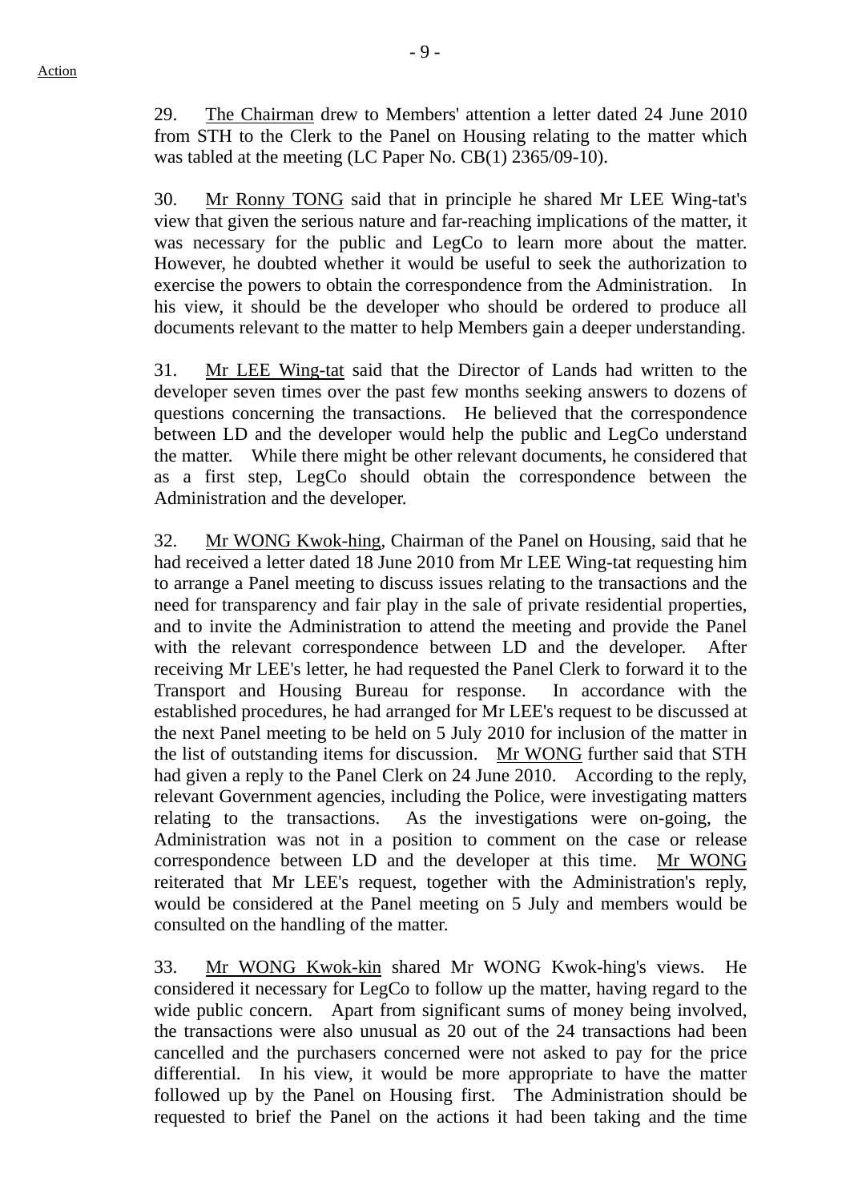29. The Chairman drew to Members' attention a letter dated 24 June 2010 from STH to the Clerk to the Panel on Housing relating to the matter which was tabled at the meeting (LC Paper No. CB(1) 2365/09-10).

30. Mr Ronny TONG said that in principle he shared Mr LEE Wing-tat's view that given the serious nature and far-reaching implications of the matter, it was necessary for the public and LegCo to learn more about the matter. However, he doubted whether it would be useful to seek the authorization to exercise the powers to obtain the correspondence from the Administration. In his view, it should be the developer who should be ordered to produce all documents relevant to the matter to help Members gain a deeper understanding.

31. Mr LEE Wing-tat said that the Director of Lands had written to the developer seven times over the past few months seeking answers to dozens of questions concerning the transactions. He believed that the correspondence between LD and the developer would help the public and LegCo understand the matter. While there might be other relevant documents, he considered that as a first step, LegCo should obtain the correspondence between the Administration and the developer.

32. Mr WONG Kwok-hing, Chairman of the Panel on Housing, said that he had received a letter dated 18 June 2010 from Mr LEE Wing-tat requesting him to arrange a Panel meeting to discuss issues relating to the transactions and the need for transparency and fair play in the sale of private residential properties, and to invite the Administration to attend the meeting and provide the Panel with the relevant correspondence between LD and the developer. After receiving Mr LEE's letter, he had requested the Panel Clerk to forward it to the Transport and Housing Bureau for response. In accordance with the established procedures, he had arranged for Mr LEE's request to be discussed at the next Panel meeting to be held on 5 July 2010 for inclusion of the matter in the list of outstanding items for discussion. Mr WONG further said that STH had given a reply to the Panel Clerk on 24 June 2010. According to the reply, relevant Government agencies, including the Police, were investigating matters relating to the transactions. As the investigations were on-going, the Administration was not in a position to comment on the case or release correspondence between LD and the developer at this time. Mr WONG reiterated that Mr LEE's request, together with the Administration's reply, would be considered at the Panel meeting on 5 July and members would be consulted on the handling of the matter.

33. Mr WONG Kwok-kin shared Mr WONG Kwok-hing's views. He considered it necessary for LegCo to follow up the matter, having regard to the wide public concern. Apart from significant sums of money being involved, the transactions were also unusual as 20 out of the 24 transactions had been cancelled and the purchasers concerned were not asked to pay for the price differential. In his view, it would be more appropriate to have the matter followed up by the Panel on Housing first. The Administration should be requested to brief the Panel on the actions it had been taking and the time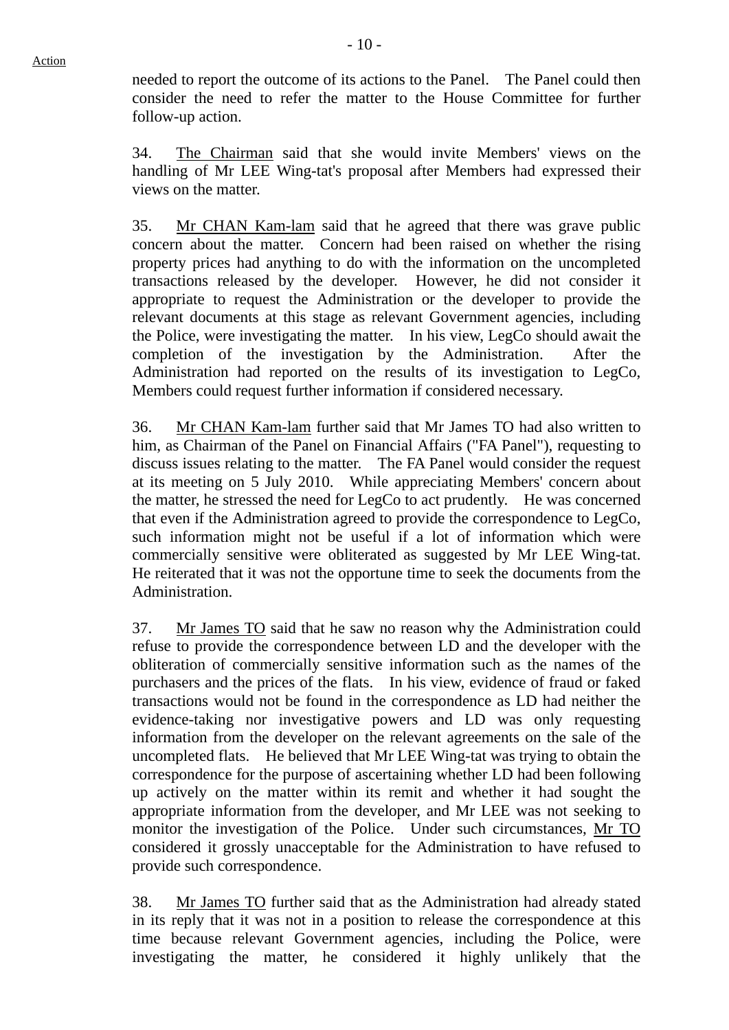Action

needed to report the outcome of its actions to the Panel. The Panel could then consider the need to refer the matter to the House Committee for further follow-up action.

34. The Chairman said that she would invite Members' views on the handling of Mr LEE Wing-tat's proposal after Members had expressed their views on the matter.

35. Mr CHAN Kam-lam said that he agreed that there was grave public concern about the matter. Concern had been raised on whether the rising property prices had anything to do with the information on the uncompleted transactions released by the developer. However, he did not consider it appropriate to request the Administration or the developer to provide the relevant documents at this stage as relevant Government agencies, including the Police, were investigating the matter. In his view, LegCo should await the completion of the investigation by the Administration. After the Administration had reported on the results of its investigation to LegCo, Members could request further information if considered necessary.

36. Mr CHAN Kam-lam further said that Mr James TO had also written to him, as Chairman of the Panel on Financial Affairs ("FA Panel"), requesting to discuss issues relating to the matter. The FA Panel would consider the request at its meeting on 5 July 2010. While appreciating Members' concern about the matter, he stressed the need for LegCo to act prudently. He was concerned that even if the Administration agreed to provide the correspondence to LegCo, such information might not be useful if a lot of information which were commercially sensitive were obliterated as suggested by Mr LEE Wing-tat. He reiterated that it was not the opportune time to seek the documents from the Administration.

37. Mr James TO said that he saw no reason why the Administration could refuse to provide the correspondence between LD and the developer with the obliteration of commercially sensitive information such as the names of the purchasers and the prices of the flats. In his view, evidence of fraud or faked transactions would not be found in the correspondence as LD had neither the evidence-taking nor investigative powers and LD was only requesting information from the developer on the relevant agreements on the sale of the uncompleted flats. He believed that Mr LEE Wing-tat was trying to obtain the correspondence for the purpose of ascertaining whether LD had been following up actively on the matter within its remit and whether it had sought the appropriate information from the developer, and Mr LEE was not seeking to monitor the investigation of the Police. Under such circumstances, Mr TO considered it grossly unacceptable for the Administration to have refused to provide such correspondence.

38. Mr James TO further said that as the Administration had already stated in its reply that it was not in a position to release the correspondence at this time because relevant Government agencies, including the Police, were investigating the matter, he considered it highly unlikely that the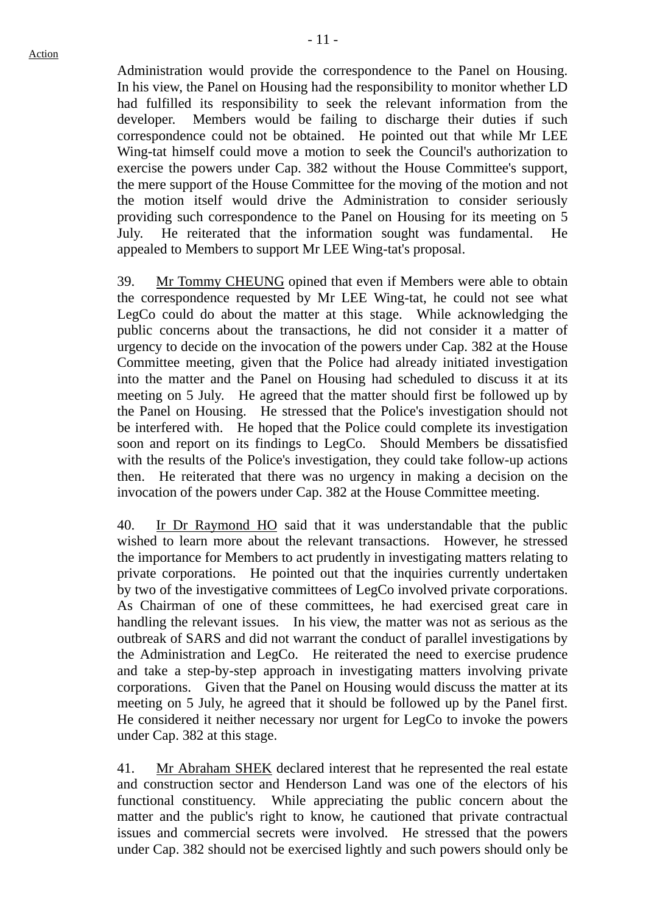Administration would provide the correspondence to the Panel on Housing. In his view, the Panel on Housing had the responsibility to monitor whether LD had fulfilled its responsibility to seek the relevant information from the developer. Members would be failing to discharge their duties if such correspondence could not be obtained. He pointed out that while Mr LEE Wing-tat himself could move a motion to seek the Council's authorization to exercise the powers under Cap. 382 without the House Committee's support, the mere support of the House Committee for the moving of the motion and not the motion itself would drive the Administration to consider seriously providing such correspondence to the Panel on Housing for its meeting on 5 July. He reiterated that the information sought was fundamental. He appealed to Members to support Mr LEE Wing-tat's proposal.

39. Mr Tommy CHEUNG opined that even if Members were able to obtain the correspondence requested by Mr LEE Wing-tat, he could not see what LegCo could do about the matter at this stage. While acknowledging the public concerns about the transactions, he did not consider it a matter of urgency to decide on the invocation of the powers under Cap. 382 at the House Committee meeting, given that the Police had already initiated investigation into the matter and the Panel on Housing had scheduled to discuss it at its meeting on 5 July. He agreed that the matter should first be followed up by the Panel on Housing. He stressed that the Police's investigation should not be interfered with. He hoped that the Police could complete its investigation soon and report on its findings to LegCo. Should Members be dissatisfied with the results of the Police's investigation, they could take follow-up actions then. He reiterated that there was no urgency in making a decision on the invocation of the powers under Cap. 382 at the House Committee meeting.

40. Ir Dr Raymond HO said that it was understandable that the public wished to learn more about the relevant transactions. However, he stressed the importance for Members to act prudently in investigating matters relating to private corporations. He pointed out that the inquiries currently undertaken by two of the investigative committees of LegCo involved private corporations. As Chairman of one of these committees, he had exercised great care in handling the relevant issues. In his view, the matter was not as serious as the outbreak of SARS and did not warrant the conduct of parallel investigations by the Administration and LegCo. He reiterated the need to exercise prudence and take a step-by-step approach in investigating matters involving private corporations. Given that the Panel on Housing would discuss the matter at its meeting on 5 July, he agreed that it should be followed up by the Panel first. He considered it neither necessary nor urgent for LegCo to invoke the powers under Cap. 382 at this stage.

41. Mr Abraham SHEK declared interest that he represented the real estate and construction sector and Henderson Land was one of the electors of his functional constituency. While appreciating the public concern about the matter and the public's right to know, he cautioned that private contractual issues and commercial secrets were involved. He stressed that the powers under Cap. 382 should not be exercised lightly and such powers should only be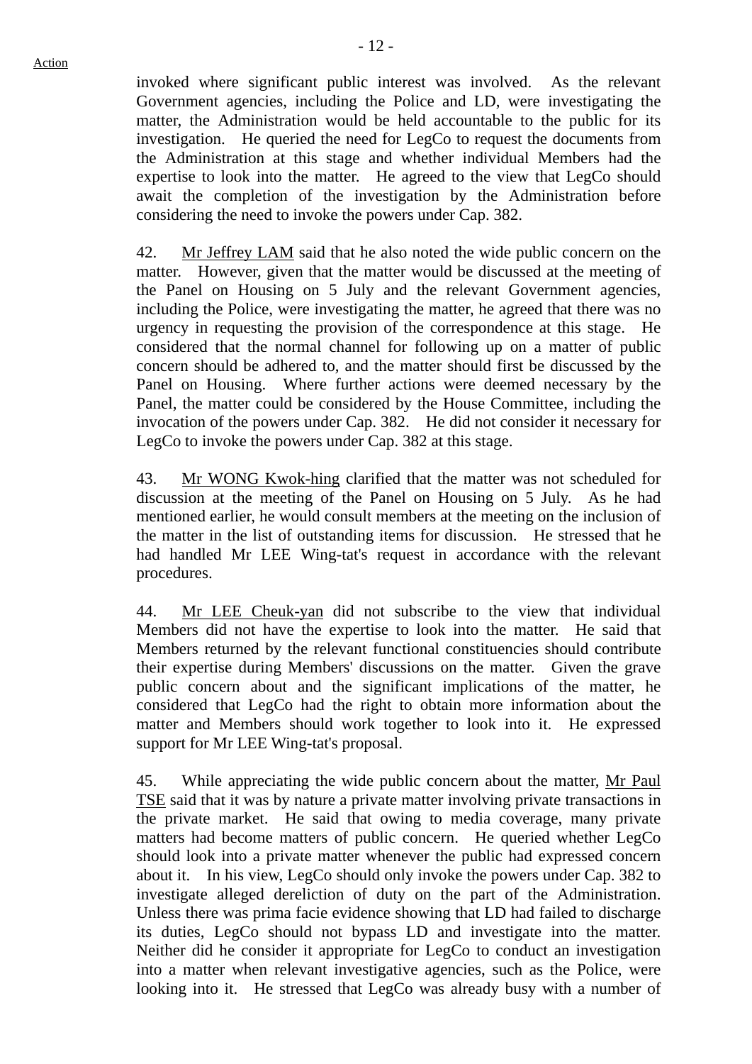invoked where significant public interest was involved. As the relevant Government agencies, including the Police and LD, were investigating the matter, the Administration would be held accountable to the public for its investigation. He queried the need for LegCo to request the documents from the Administration at this stage and whether individual Members had the expertise to look into the matter. He agreed to the view that LegCo should await the completion of the investigation by the Administration before considering the need to invoke the powers under Cap. 382.

42. Mr Jeffrey LAM said that he also noted the wide public concern on the matter. However, given that the matter would be discussed at the meeting of the Panel on Housing on 5 July and the relevant Government agencies, including the Police, were investigating the matter, he agreed that there was no urgency in requesting the provision of the correspondence at this stage. He considered that the normal channel for following up on a matter of public concern should be adhered to, and the matter should first be discussed by the Panel on Housing. Where further actions were deemed necessary by the Panel, the matter could be considered by the House Committee, including the invocation of the powers under Cap. 382. He did not consider it necessary for LegCo to invoke the powers under Cap. 382 at this stage.

43. Mr WONG Kwok-hing clarified that the matter was not scheduled for discussion at the meeting of the Panel on Housing on 5 July. As he had mentioned earlier, he would consult members at the meeting on the inclusion of the matter in the list of outstanding items for discussion. He stressed that he had handled Mr LEE Wing-tat's request in accordance with the relevant procedures.

44. Mr LEE Cheuk-yan did not subscribe to the view that individual Members did not have the expertise to look into the matter. He said that Members returned by the relevant functional constituencies should contribute their expertise during Members' discussions on the matter. Given the grave public concern about and the significant implications of the matter, he considered that LegCo had the right to obtain more information about the matter and Members should work together to look into it. He expressed support for Mr LEE Wing-tat's proposal.

45. While appreciating the wide public concern about the matter, Mr Paul TSE said that it was by nature a private matter involving private transactions in the private market. He said that owing to media coverage, many private matters had become matters of public concern. He queried whether LegCo should look into a private matter whenever the public had expressed concern about it. In his view, LegCo should only invoke the powers under Cap. 382 to investigate alleged dereliction of duty on the part of the Administration. Unless there was prima facie evidence showing that LD had failed to discharge its duties, LegCo should not bypass LD and investigate into the matter. Neither did he consider it appropriate for LegCo to conduct an investigation into a matter when relevant investigative agencies, such as the Police, were looking into it. He stressed that LegCo was already busy with a number of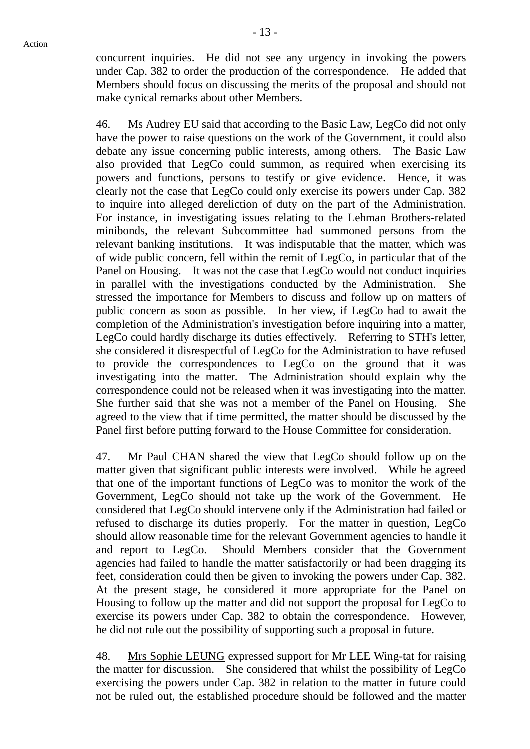concurrent inquiries. He did not see any urgency in invoking the powers under Cap. 382 to order the production of the correspondence. He added that Members should focus on discussing the merits of the proposal and should not make cynical remarks about other Members.

46. Ms Audrey EU said that according to the Basic Law, LegCo did not only have the power to raise questions on the work of the Government, it could also debate any issue concerning public interests, among others. The Basic Law also provided that LegCo could summon, as required when exercising its powers and functions, persons to testify or give evidence. Hence, it was clearly not the case that LegCo could only exercise its powers under Cap. 382 to inquire into alleged dereliction of duty on the part of the Administration. For instance, in investigating issues relating to the Lehman Brothers-related minibonds, the relevant Subcommittee had summoned persons from the relevant banking institutions. It was indisputable that the matter, which was of wide public concern, fell within the remit of LegCo, in particular that of the Panel on Housing. It was not the case that LegCo would not conduct inquiries in parallel with the investigations conducted by the Administration. She stressed the importance for Members to discuss and follow up on matters of public concern as soon as possible. In her view, if LegCo had to await the completion of the Administration's investigation before inquiring into a matter, LegCo could hardly discharge its duties effectively. Referring to STH's letter, she considered it disrespectful of LegCo for the Administration to have refused to provide the correspondences to LegCo on the ground that it was investigating into the matter. The Administration should explain why the correspondence could not be released when it was investigating into the matter. She further said that she was not a member of the Panel on Housing. She agreed to the view that if time permitted, the matter should be discussed by the Panel first before putting forward to the House Committee for consideration.

47. Mr Paul CHAN shared the view that LegCo should follow up on the matter given that significant public interests were involved. While he agreed that one of the important functions of LegCo was to monitor the work of the Government, LegCo should not take up the work of the Government. He considered that LegCo should intervene only if the Administration had failed or refused to discharge its duties properly. For the matter in question, LegCo should allow reasonable time for the relevant Government agencies to handle it and report to LegCo. Should Members consider that the Government agencies had failed to handle the matter satisfactorily or had been dragging its feet, consideration could then be given to invoking the powers under Cap. 382. At the present stage, he considered it more appropriate for the Panel on Housing to follow up the matter and did not support the proposal for LegCo to exercise its powers under Cap. 382 to obtain the correspondence. However, he did not rule out the possibility of supporting such a proposal in future.

48. Mrs Sophie LEUNG expressed support for Mr LEE Wing-tat for raising the matter for discussion. She considered that whilst the possibility of LegCo exercising the powers under Cap. 382 in relation to the matter in future could not be ruled out, the established procedure should be followed and the matter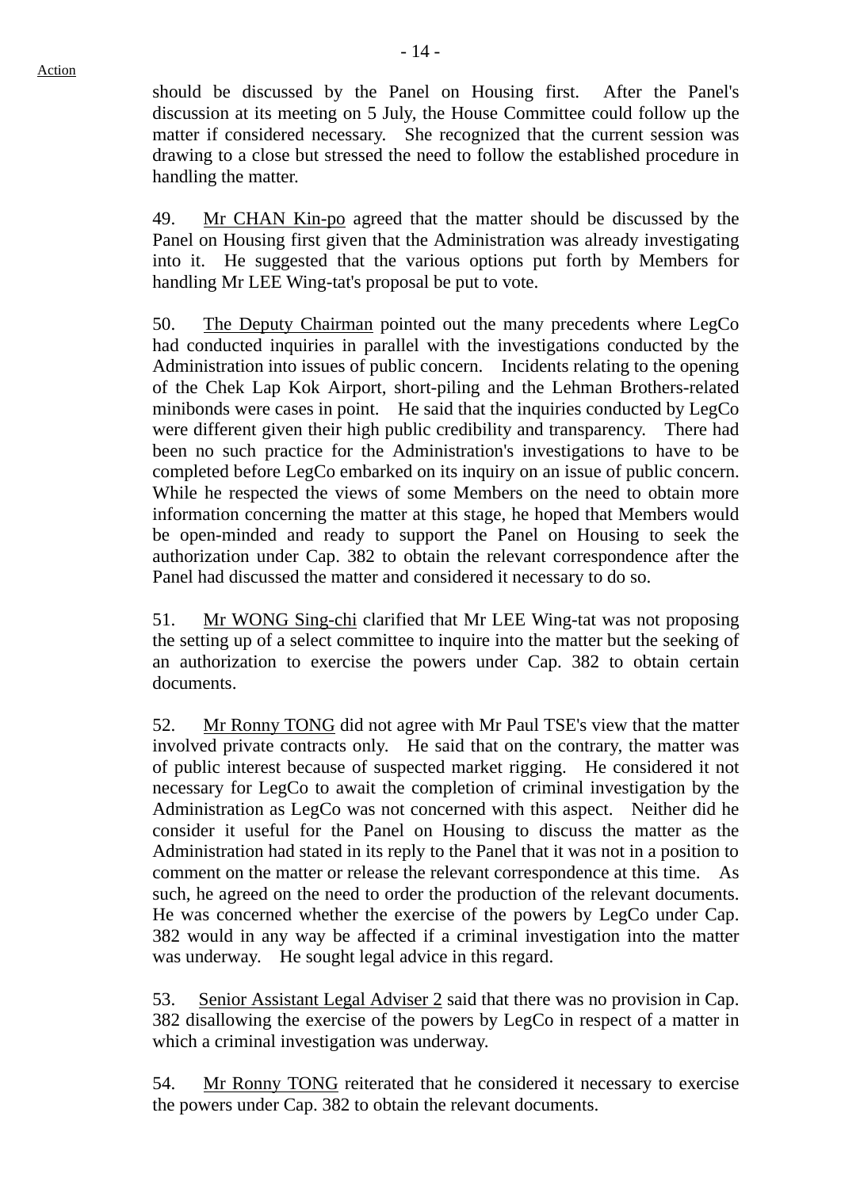Action

should be discussed by the Panel on Housing first. After the Panel's discussion at its meeting on 5 July, the House Committee could follow up the matter if considered necessary. She recognized that the current session was drawing to a close but stressed the need to follow the established procedure in handling the matter.

49. Mr CHAN Kin-po agreed that the matter should be discussed by the Panel on Housing first given that the Administration was already investigating into it. He suggested that the various options put forth by Members for handling Mr LEE Wing-tat's proposal be put to vote.

50. The Deputy Chairman pointed out the many precedents where LegCo had conducted inquiries in parallel with the investigations conducted by the Administration into issues of public concern. Incidents relating to the opening of the Chek Lap Kok Airport, short-piling and the Lehman Brothers-related minibonds were cases in point. He said that the inquiries conducted by LegCo were different given their high public credibility and transparency. There had been no such practice for the Administration's investigations to have to be completed before LegCo embarked on its inquiry on an issue of public concern. While he respected the views of some Members on the need to obtain more information concerning the matter at this stage, he hoped that Members would be open-minded and ready to support the Panel on Housing to seek the authorization under Cap. 382 to obtain the relevant correspondence after the Panel had discussed the matter and considered it necessary to do so.

51. Mr WONG Sing-chi clarified that Mr LEE Wing-tat was not proposing the setting up of a select committee to inquire into the matter but the seeking of an authorization to exercise the powers under Cap. 382 to obtain certain documents.

52. Mr Ronny TONG did not agree with Mr Paul TSE's view that the matter involved private contracts only. He said that on the contrary, the matter was of public interest because of suspected market rigging. He considered it not necessary for LegCo to await the completion of criminal investigation by the Administration as LegCo was not concerned with this aspect. Neither did he consider it useful for the Panel on Housing to discuss the matter as the Administration had stated in its reply to the Panel that it was not in a position to comment on the matter or release the relevant correspondence at this time. As such, he agreed on the need to order the production of the relevant documents. He was concerned whether the exercise of the powers by LegCo under Cap. 382 would in any way be affected if a criminal investigation into the matter was underway. He sought legal advice in this regard.

53. Senior Assistant Legal Adviser 2 said that there was no provision in Cap. 382 disallowing the exercise of the powers by LegCo in respect of a matter in which a criminal investigation was underway.

54. Mr Ronny TONG reiterated that he considered it necessary to exercise the powers under Cap. 382 to obtain the relevant documents.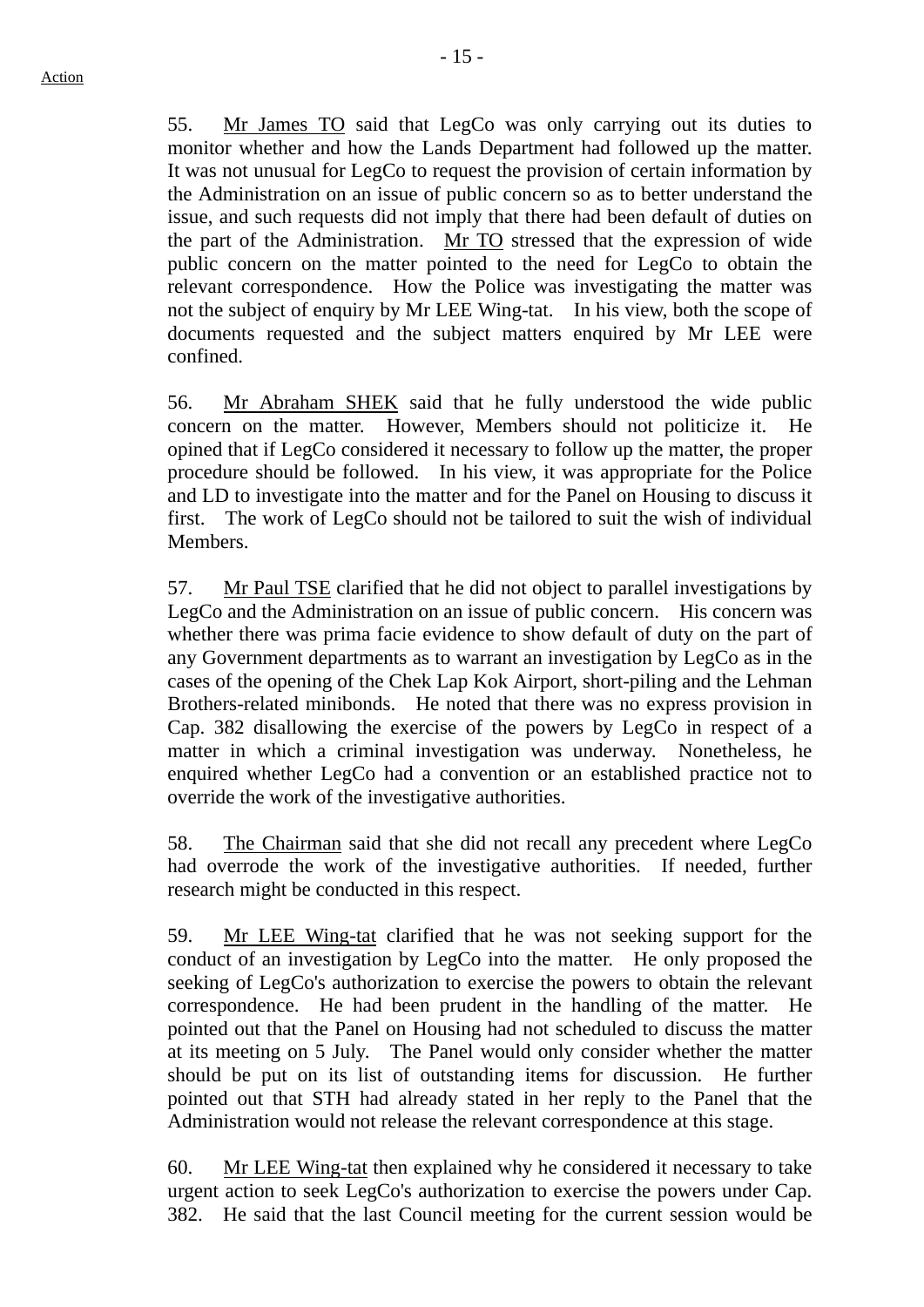Action

55. Mr James TO said that LegCo was only carrying out its duties to monitor whether and how the Lands Department had followed up the matter. It was not unusual for LegCo to request the provision of certain information by the Administration on an issue of public concern so as to better understand the issue, and such requests did not imply that there had been default of duties on the part of the Administration. Mr TO stressed that the expression of wide public concern on the matter pointed to the need for LegCo to obtain the relevant correspondence. How the Police was investigating the matter was not the subject of enquiry by Mr LEE Wing-tat. In his view, both the scope of documents requested and the subject matters enquired by Mr LEE were confined.

56. Mr Abraham SHEK said that he fully understood the wide public concern on the matter. However, Members should not politicize it. He opined that if LegCo considered it necessary to follow up the matter, the proper procedure should be followed. In his view, it was appropriate for the Police and LD to investigate into the matter and for the Panel on Housing to discuss it first. The work of LegCo should not be tailored to suit the wish of individual Members.

57. Mr Paul TSE clarified that he did not object to parallel investigations by LegCo and the Administration on an issue of public concern. His concern was whether there was prima facie evidence to show default of duty on the part of any Government departments as to warrant an investigation by LegCo as in the cases of the opening of the Chek Lap Kok Airport, short-piling and the Lehman Brothers-related minibonds. He noted that there was no express provision in Cap. 382 disallowing the exercise of the powers by LegCo in respect of a matter in which a criminal investigation was underway. Nonetheless, he enquired whether LegCo had a convention or an established practice not to override the work of the investigative authorities.

58. The Chairman said that she did not recall any precedent where LegCo had overrode the work of the investigative authorities. If needed, further research might be conducted in this respect.

59. Mr LEE Wing-tat clarified that he was not seeking support for the conduct of an investigation by LegCo into the matter. He only proposed the seeking of LegCo's authorization to exercise the powers to obtain the relevant correspondence. He had been prudent in the handling of the matter. He pointed out that the Panel on Housing had not scheduled to discuss the matter at its meeting on 5 July. The Panel would only consider whether the matter should be put on its list of outstanding items for discussion. He further pointed out that STH had already stated in her reply to the Panel that the Administration would not release the relevant correspondence at this stage.

60. Mr LEE Wing-tat then explained why he considered it necessary to take urgent action to seek LegCo's authorization to exercise the powers under Cap. 382. He said that the last Council meeting for the current session would be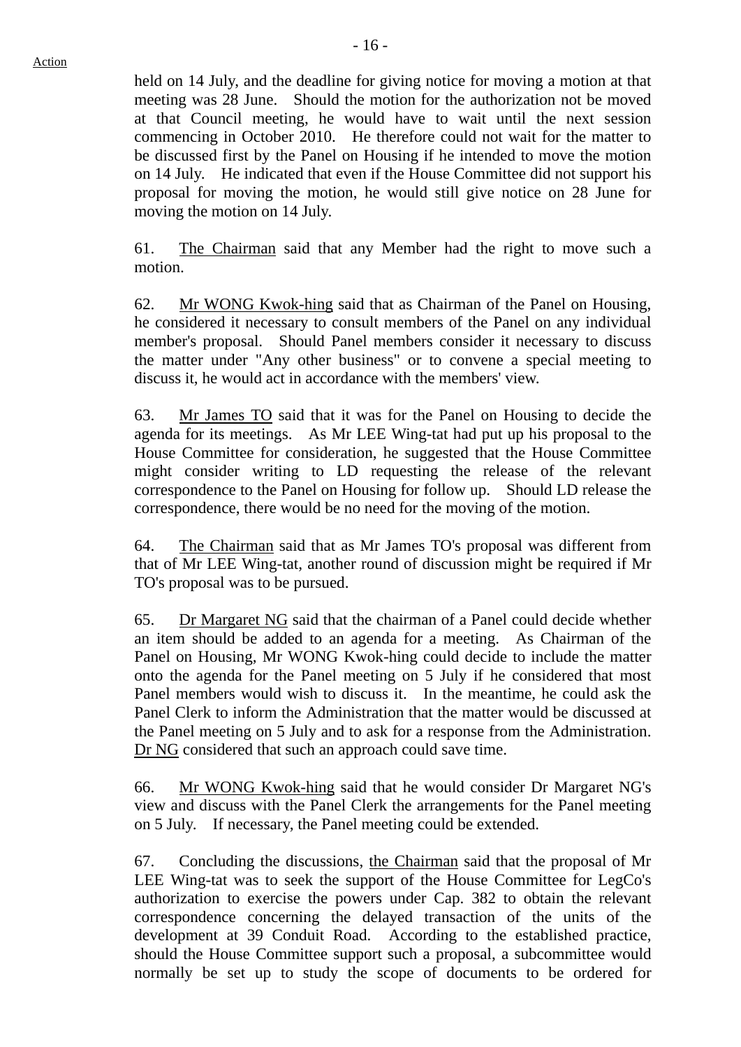Action

held on 14 July, and the deadline for giving notice for moving a motion at that meeting was 28 June. Should the motion for the authorization not be moved at that Council meeting, he would have to wait until the next session commencing in October 2010. He therefore could not wait for the matter to be discussed first by the Panel on Housing if he intended to move the motion on 14 July. He indicated that even if the House Committee did not support his proposal for moving the motion, he would still give notice on 28 June for moving the motion on 14 July.

61. The Chairman said that any Member had the right to move such a motion.

62. Mr WONG Kwok-hing said that as Chairman of the Panel on Housing, he considered it necessary to consult members of the Panel on any individual member's proposal. Should Panel members consider it necessary to discuss the matter under "Any other business" or to convene a special meeting to discuss it, he would act in accordance with the members' view.

63. Mr James TO said that it was for the Panel on Housing to decide the agenda for its meetings. As Mr LEE Wing-tat had put up his proposal to the House Committee for consideration, he suggested that the House Committee might consider writing to LD requesting the release of the relevant correspondence to the Panel on Housing for follow up. Should LD release the correspondence, there would be no need for the moving of the motion.

64. The Chairman said that as Mr James TO's proposal was different from that of Mr LEE Wing-tat, another round of discussion might be required if Mr TO's proposal was to be pursued.

65. Dr Margaret NG said that the chairman of a Panel could decide whether an item should be added to an agenda for a meeting. As Chairman of the Panel on Housing, Mr WONG Kwok-hing could decide to include the matter onto the agenda for the Panel meeting on 5 July if he considered that most Panel members would wish to discuss it. In the meantime, he could ask the Panel Clerk to inform the Administration that the matter would be discussed at the Panel meeting on 5 July and to ask for a response from the Administration. Dr NG considered that such an approach could save time.

66. Mr WONG Kwok-hing said that he would consider Dr Margaret NG's view and discuss with the Panel Clerk the arrangements for the Panel meeting on 5 July. If necessary, the Panel meeting could be extended.

67. Concluding the discussions, the Chairman said that the proposal of Mr LEE Wing-tat was to seek the support of the House Committee for LegCo's authorization to exercise the powers under Cap. 382 to obtain the relevant correspondence concerning the delayed transaction of the units of the development at 39 Conduit Road. According to the established practice, should the House Committee support such a proposal, a subcommittee would normally be set up to study the scope of documents to be ordered for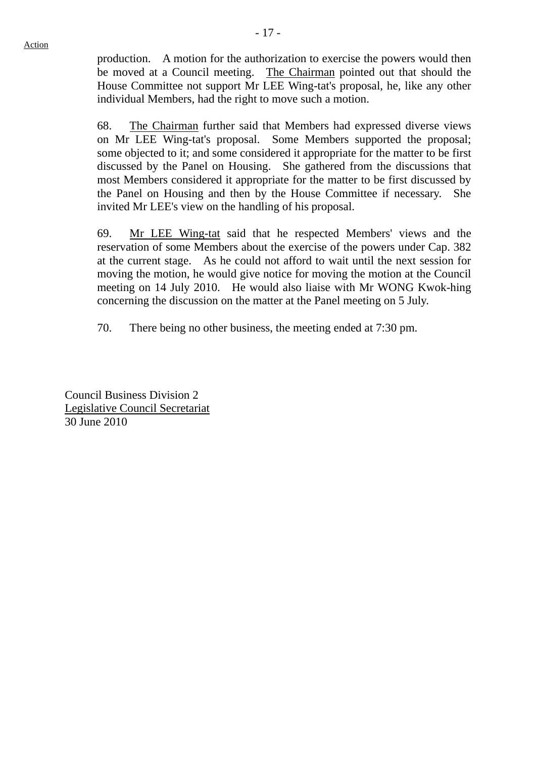Action

production. A motion for the authorization to exercise the powers would then be moved at a Council meeting. The Chairman pointed out that should the House Committee not support Mr LEE Wing-tat's proposal, he, like any other individual Members, had the right to move such a motion.

68. The Chairman further said that Members had expressed diverse views on Mr LEE Wing-tat's proposal. Some Members supported the proposal; some objected to it; and some considered it appropriate for the matter to be first discussed by the Panel on Housing. She gathered from the discussions that most Members considered it appropriate for the matter to be first discussed by the Panel on Housing and then by the House Committee if necessary. She invited Mr LEE's view on the handling of his proposal.

69. Mr LEE Wing-tat said that he respected Members' views and the reservation of some Members about the exercise of the powers under Cap. 382 at the current stage. As he could not afford to wait until the next session for moving the motion, he would give notice for moving the motion at the Council meeting on 14 July 2010. He would also liaise with Mr WONG Kwok-hing concerning the discussion on the matter at the Panel meeting on 5 July.

70. There being no other business, the meeting ended at 7:30 pm.

Council Business Division 2
Legislative Council Secretariat
30 June 2010